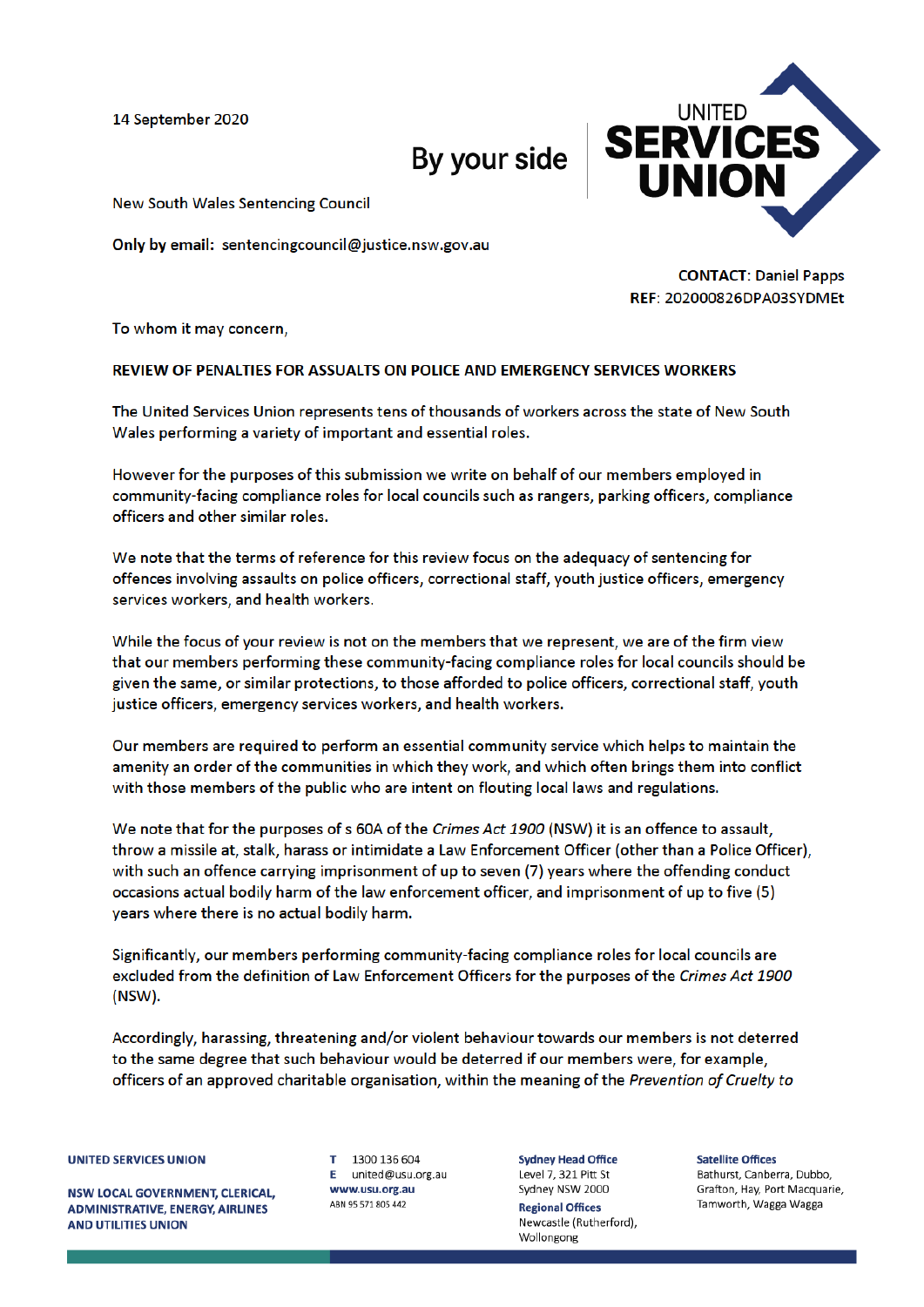14 September 2020

By your side

UNITED SERVICES UNION

New South Wales Sentencing Council

**Only by email:** sentencingcouncil@justice.nsw.gov.au

**CONTACT**: Daniel Papps
**REF**: 202000826DPA03SYDMEt

To whom it may concern,

**REVIEW OF PENALTIES FOR ASSAULTS ON POLICE AND EMERGENCY SERVICES WORKERS**

The United Services Union represents tens of thousands of workers across the state of New South Wales performing a variety of important and essential roles.

However for the purposes of this submission we write on behalf of our members employed in community-facing compliance roles for local councils such as rangers, parking officers, compliance officers and other similar roles.

We note that the terms of reference for this review focus on the adequacy of sentencing for offences involving assaults on police officers, correctional staff, youth justice officers, emergency services workers, and health workers.

While the focus of your review is not on the members that we represent, we are of the firm view that our members performing these community-facing compliance roles for local councils should be given the same, or similar protections, to those afforded to police officers, correctional staff, youth justice officers, emergency services workers, and health workers.

Our members are required to perform an essential community service which helps to maintain the amenity an order of the communities in which they work, and which often brings them into conflict with those members of the public who are intent on flouting local laws and regulations.

We note that for the purposes of s 60A of the *Crimes Act 1900* (NSW) it is an offence to assault, throw a missile at, stalk, harass or intimidate a Law Enforcement Officer (other than a Police Officer), with such an offence carrying imprisonment of up to seven (7) years where the offending conduct occasions actual bodily harm of the law enforcement officer, and imprisonment of up to five (5) years where there is no actual bodily harm.

Significantly, our members performing community-facing compliance roles for local councils are excluded from the definition of Law Enforcement Officers for the purposes of the *Crimes Act 1900* (NSW).

Accordingly, harassing, threatening and/or violent behaviour towards our members is not deterred to the same degree that such behaviour would be deterred if our members were, for example, officers of an approved charitable organisation, within the meaning of the *Prevention of Cruelty to*

**UNITED SERVICES UNION**

**NSW LOCAL GOVERNMENT, CLERICAL, ADMINISTRATIVE, ENERGY, AIRLINES AND UTILITIES UNION**

**T** 1300 136 604
**E** united@usu.org.au
**www.usu.org.au**
ABN 95 571 805 442

**Sydney Head Office**
Level 7, 321 Pitt St
Sydney NSW 2000

**Regional Offices**
Newcastle (Rutherford), Wollongong

**Satellite Offices**
Bathurst, Canberra, Dubbo, Grafton, Hay, Port Macquarie, Tamworth, Wagga Wagga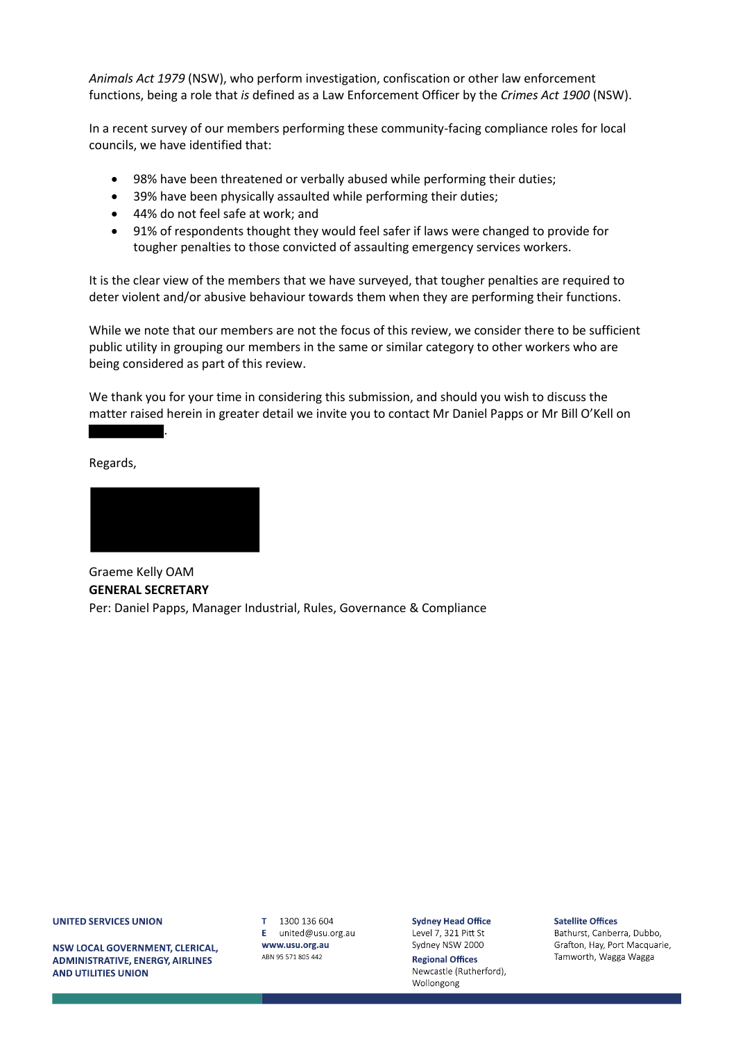*Animals Act 1979* (NSW), who perform investigation, confiscation or other law enforcement functions, being a role that *is* defined as a Law Enforcement Officer by the *Crimes Act 1900* (NSW).

In a recent survey of our members performing these community-facing compliance roles for local councils, we have identified that:

- 98% have been threatened or verbally abused while performing their duties;
- 39% have been physically assaulted while performing their duties;
- 44% do not feel safe at work; and
- 91% of respondents thought they would feel safer if laws were changed to provide for tougher penalties to those convicted of assaulting emergency services workers.

It is the clear view of the members that we have surveyed, that tougher penalties are required to deter violent and/or abusive behaviour towards them when they are performing their functions.

While we note that our members are not the focus of this review, we consider there to be sufficient public utility in grouping our members in the same or similar category to other workers who are being considered as part of this review.

We thank you for your time in considering this submission, and should you wish to discuss the matter raised herein in greater detail we invite you to contact Mr Daniel Papps or Mr Bill O'Kell on [redacted].

Regards,

[redacted]

Graeme Kelly OAM
**GENERAL SECRETARY**
Per: Daniel Papps, Manager Industrial, Rules, Governance & Compliance

**UNITED SERVICES UNION**

**NSW LOCAL GOVERNMENT, CLERICAL, ADMINISTRATIVE, ENERGY, AIRLINES AND UTILITIES UNION**

**T** 1300 136 604
**E** united@usu.org.au
**www.usu.org.au**
ABN 95 571 805 442

**Sydney Head Office**
Level 7, 321 Pitt St
Sydney NSW 2000

**Regional Offices**
Newcastle (Rutherford), Wollongong

**Satellite Offices**
Bathurst, Canberra, Dubbo, Grafton, Hay, Port Macquarie, Tamworth, Wagga Wagga